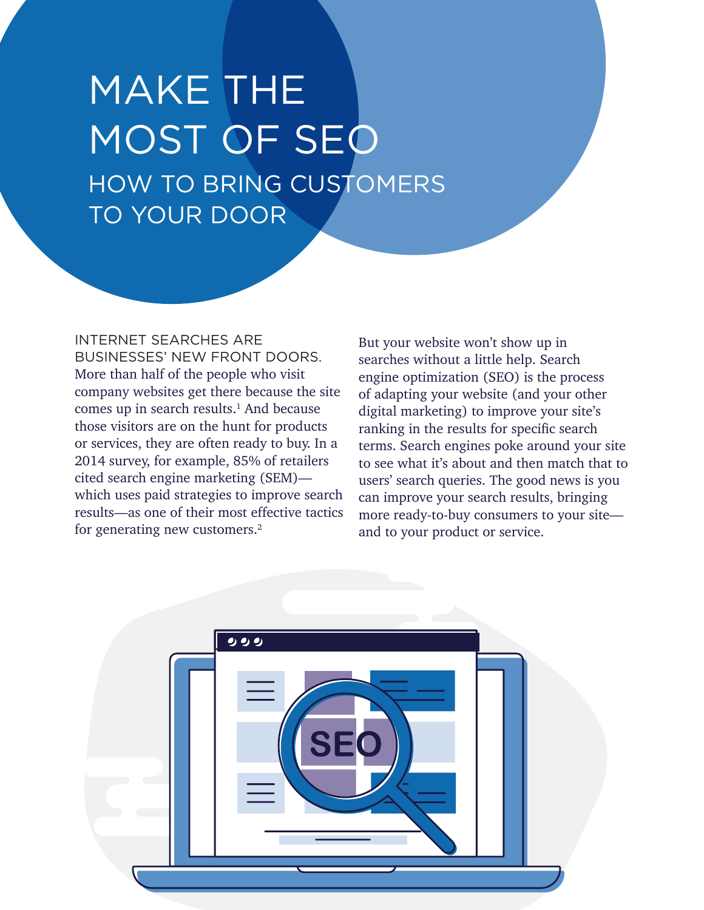# MAKE THE MOST OF SEO

## HOW TO BRING CUSTOMERS TO YOUR DOOR

INTERNET SEARCHES ARE BUSINESSES' NEW FRONT DOORS. More than half of the people who visit company websites get there because the site comes up in search results.[1] And because those visitors are on the hunt for products or services, they are often ready to buy. In a 2014 survey, for example, 85% of retailers cited search engine marketing (SEM)—which uses paid strategies to improve search results—as one of their most effective tactics for generating new customers.[2]

But your website won't show up in searches without a little help. Search engine optimization (SEO) is the process of adapting your website (and your other digital marketing) to improve your site's ranking in the results for specific search terms. Search engines poke around your site to see what it's about and then match that to users' search queries. The good news is you can improve your search results, bringing more ready-to-buy consumers to your site—and to your product or service.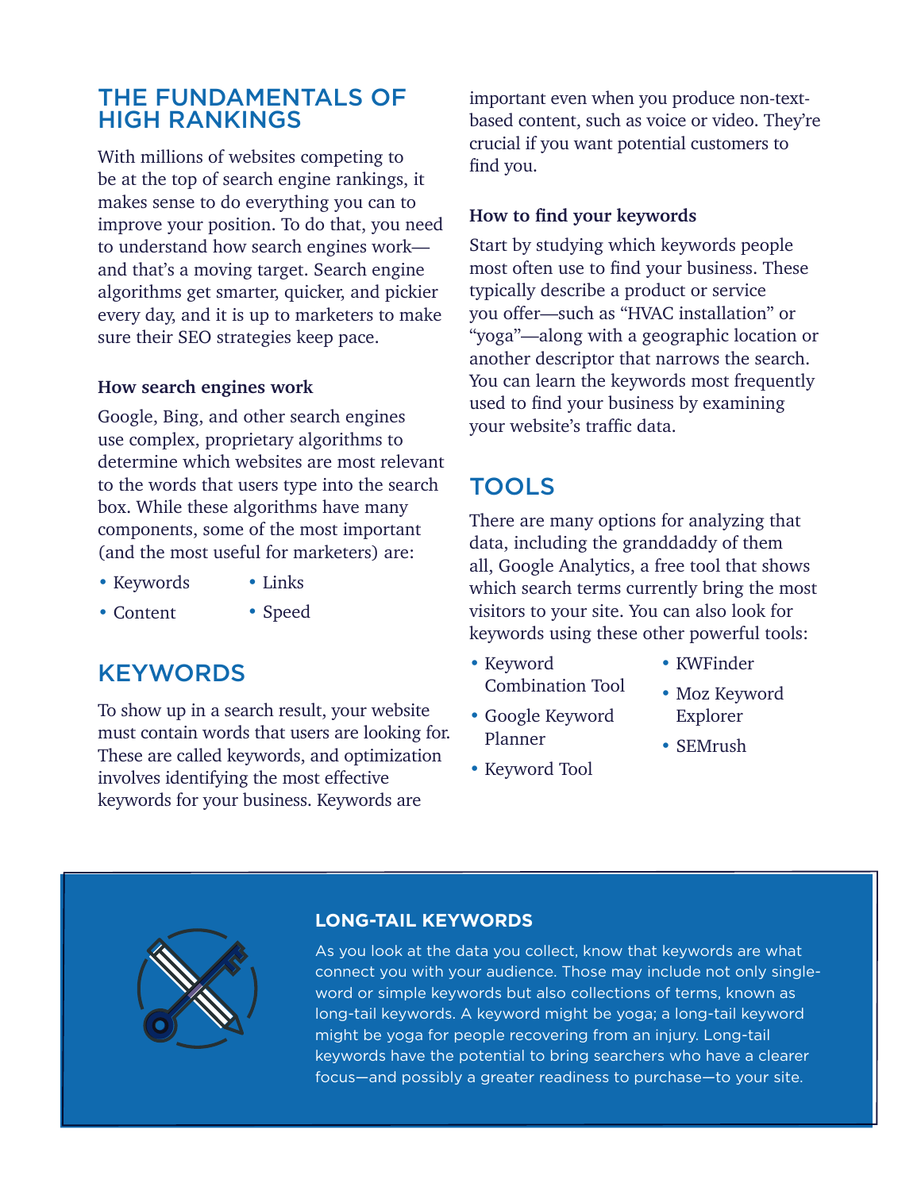## THE FUNDAMENTALS OF HIGH RANKINGS

With millions of websites competing to be at the top of search engine rankings, it makes sense to do everything you can to improve your position. To do that, you need to understand how search engines work—and that's a moving target. Search engine algorithms get smarter, quicker, and pickier every day, and it is up to marketers to make sure their SEO strategies keep pace.

### How search engines work

Google, Bing, and other search engines use complex, proprietary algorithms to determine which websites are most relevant to the words that users type into the search box. While these algorithms have many components, some of the most important (and the most useful for marketers) are:

- Keywords
- Content
- Links
- Speed

## KEYWORDS

To show up in a search result, your website must contain words that users are looking for. These are called keywords, and optimization involves identifying the most effective keywords for your business. Keywords are important even when you produce non-text-based content, such as voice or video. They're crucial if you want potential customers to find you.

### How to find your keywords

Start by studying which keywords people most often use to find your business. These typically describe a product or service you offer—such as "HVAC installation" or "yoga"—along with a geographic location or another descriptor that narrows the search. You can learn the keywords most frequently used to find your business by examining your website's traffic data.

## TOOLS

There are many options for analyzing that data, including the granddaddy of them all, Google Analytics, a free tool that shows which search terms currently bring the most visitors to your site. You can also look for keywords using these other powerful tools:

- Keyword Combination Tool
- Google Keyword Planner
- Keyword Tool
- KWFinder
- Moz Keyword Explorer
- SEMrush

### LONG-TAIL KEYWORDS

As you look at the data you collect, know that keywords are what connect you with your audience. Those may include not only single-word or simple keywords but also collections of terms, known as long-tail keywords. A keyword might be yoga; a long-tail keyword might be yoga for people recovering from an injury. Long-tail keywords have the potential to bring searchers who have a clearer focus—and possibly a greater readiness to purchase—to your site.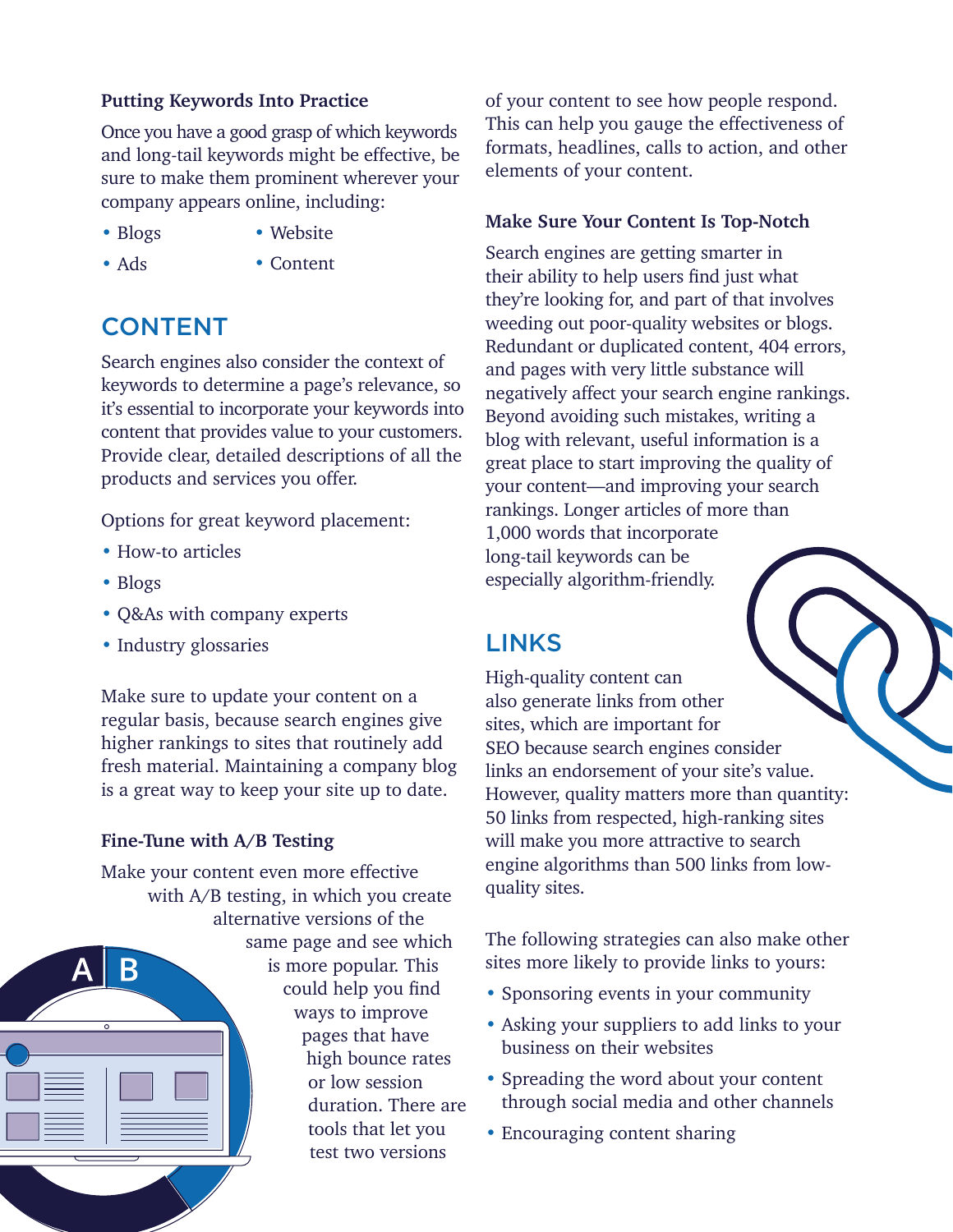### Putting Keywords Into Practice

Once you have a good grasp of which keywords and long-tail keywords might be effective, be sure to make them prominent wherever your company appears online, including:

- Blogs
- Ads
- Website
- Content

## CONTENT

Search engines also consider the context of keywords to determine a page's relevance, so it's essential to incorporate your keywords into content that provides value to your customers. Provide clear, detailed descriptions of all the products and services you offer.

Options for great keyword placement:

- How-to articles
- Blogs
- Q&As with company experts
- Industry glossaries

Make sure to update your content on a regular basis, because search engines give higher rankings to sites that routinely add fresh material. Maintaining a company blog is a great way to keep your site up to date.

### Fine-Tune with A/B Testing

Make your content even more effective with A/B testing, in which you create alternative versions of the same page and see which is more popular. This could help you find ways to improve pages that have high bounce rates or low session duration. There are tools that let you test two versions of your content to see how people respond. This can help you gauge the effectiveness of formats, headlines, calls to action, and other elements of your content.

### Make Sure Your Content Is Top-Notch

Search engines are getting smarter in their ability to help users find just what they're looking for, and part of that involves weeding out poor-quality websites or blogs. Redundant or duplicated content, 404 errors, and pages with very little substance will negatively affect your search engine rankings. Beyond avoiding such mistakes, writing a blog with relevant, useful information is a great place to start improving the quality of your content—and improving your search rankings. Longer articles of more than 1,000 words that incorporate long-tail keywords can be especially algorithm-friendly.

## LINKS

High-quality content can also generate links from other sites, which are important for SEO because search engines consider links an endorsement of your site's value. However, quality matters more than quantity: 50 links from respected, high-ranking sites will make you more attractive to search engine algorithms than 500 links from low-quality sites.

The following strategies can also make other sites more likely to provide links to yours:

- Sponsoring events in your community
- Asking your suppliers to add links to your business on their websites
- Spreading the word about your content through social media and other channels
- Encouraging content sharing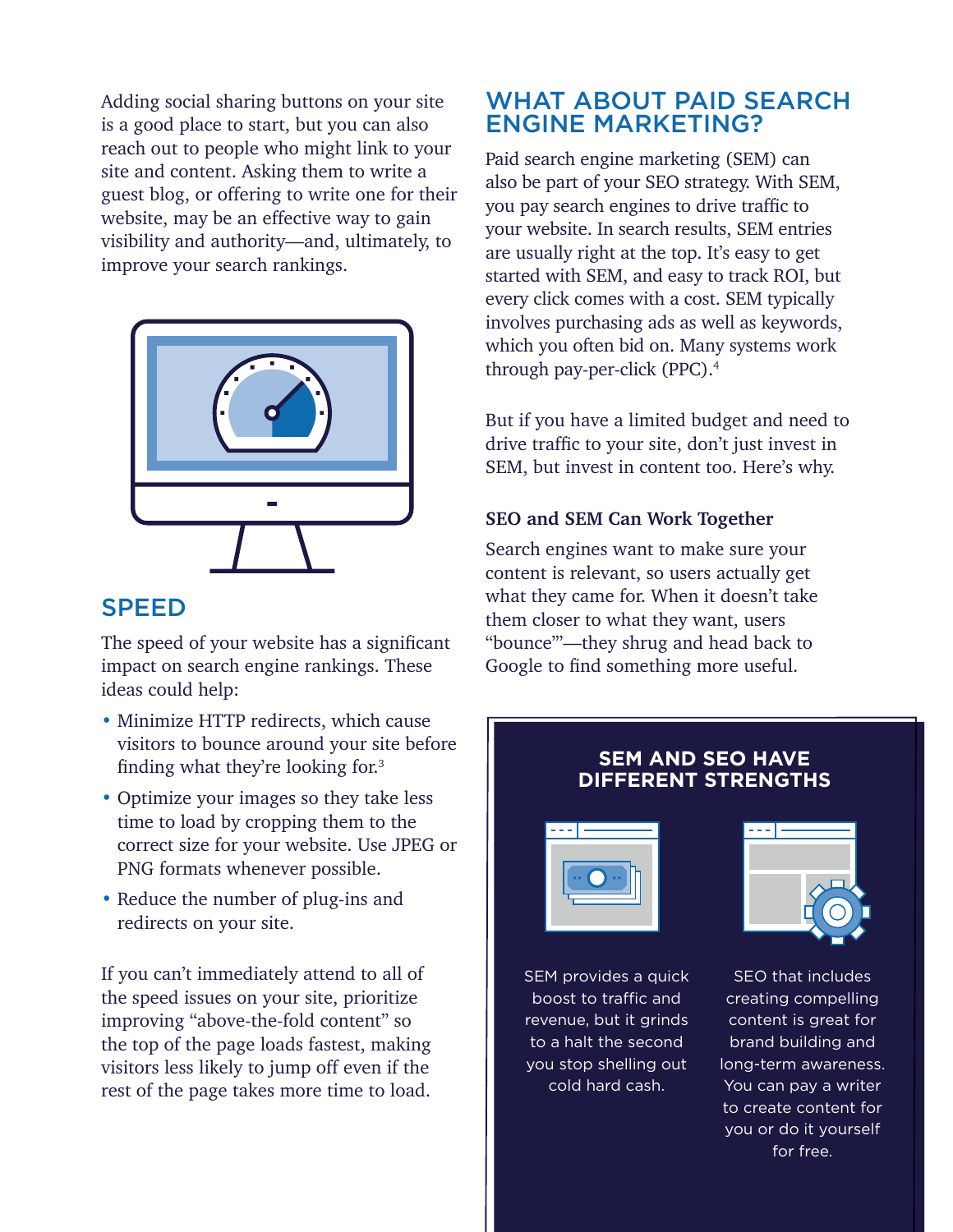Adding social sharing buttons on your site is a good place to start, but you can also reach out to people who might link to your site and content. Asking them to write a guest blog, or offering to write one for their website, may be an effective way to gain visibility and authority—and, ultimately, to improve your search rankings.

## SPEED

The speed of your website has a significant impact on search engine rankings. These ideas could help:

- Minimize HTTP redirects, which cause visitors to bounce around your site before finding what they're looking for.[3]
- Optimize your images so they take less time to load by cropping them to the correct size for your website. Use JPEG or PNG formats whenever possible.
- Reduce the number of plug-ins and redirects on your site.

If you can't immediately attend to all of the speed issues on your site, prioritize improving "above-the-fold content" so the top of the page loads fastest, making visitors less likely to jump off even if the rest of the page takes more time to load.

## WHAT ABOUT PAID SEARCH ENGINE MARKETING?

Paid search engine marketing (SEM) can also be part of your SEO strategy. With SEM, you pay search engines to drive traffic to your website. In search results, SEM entries are usually right at the top. It's easy to get started with SEM, and easy to track ROI, but every click comes with a cost. SEM typically involves purchasing ads as well as keywords, which you often bid on. Many systems work through pay-per-click (PPC).[4]

But if you have a limited budget and need to drive traffic to your site, don't just invest in SEM, but invest in content too. Here's why.

### SEO and SEM Can Work Together

Search engines want to make sure your content is relevant, so users actually get what they came for. When it doesn't take them closer to what they want, users "bounce"'—they shrug and head back to Google to find something more useful.

### SEM AND SEO HAVE DIFFERENT STRENGTHS

SEM provides a quick boost to traffic and revenue, but it grinds to a halt the second you stop shelling out cold hard cash.

SEO that includes creating compelling content is great for brand building and long-term awareness. You can pay a writer to create content for you or do it yourself for free.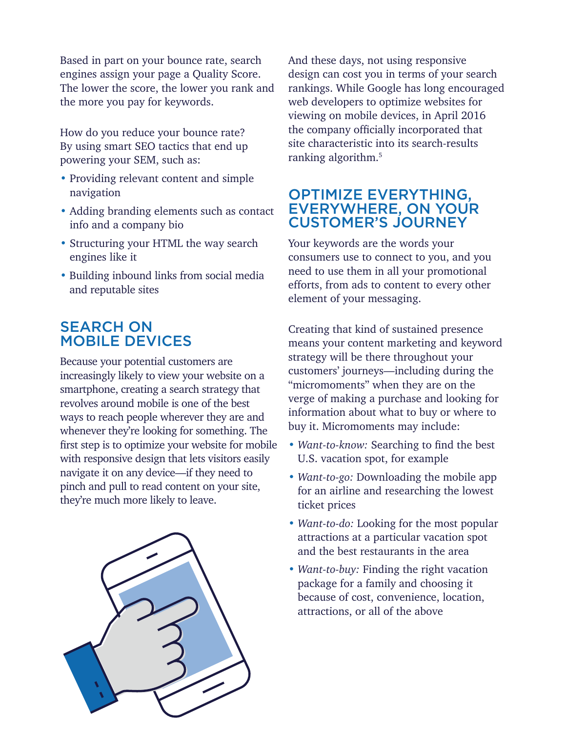Based in part on your bounce rate, search engines assign your page a Quality Score. The lower the score, the lower you rank and the more you pay for keywords.

How do you reduce your bounce rate? By using smart SEO tactics that end up powering your SEM, such as:

- Providing relevant content and simple navigation
- Adding branding elements such as contact info and a company bio
- Structuring your HTML the way search engines like it
- Building inbound links from social media and reputable sites

## SEARCH ON MOBILE DEVICES

Because your potential customers are increasingly likely to view your website on a smartphone, creating a search strategy that revolves around mobile is one of the best ways to reach people wherever they are and whenever they're looking for something. The first step is to optimize your website for mobile with responsive design that lets visitors easily navigate it on any device—if they need to pinch and pull to read content on your site, they're much more likely to leave.

And these days, not using responsive design can cost you in terms of your search rankings. While Google has long encouraged web developers to optimize websites for viewing on mobile devices, in April 2016 the company officially incorporated that site characteristic into its search-results ranking algorithm.[5]

## OPTIMIZE EVERYTHING, EVERYWHERE, ON YOUR CUSTOMER'S JOURNEY

Your keywords are the words your consumers use to connect to you, and you need to use them in all your promotional efforts, from ads to content to every other element of your messaging.

Creating that kind of sustained presence means your content marketing and keyword strategy will be there throughout your customers' journeys—including during the "micromoments" when they are on the verge of making a purchase and looking for information about what to buy or where to buy it. Micromoments may include:

- *Want-to-know:* Searching to find the best U.S. vacation spot, for example
- *Want-to-go:* Downloading the mobile app for an airline and researching the lowest ticket prices
- *Want-to-do:* Looking for the most popular attractions at a particular vacation spot and the best restaurants in the area
- *Want-to-buy:* Finding the right vacation package for a family and choosing it because of cost, convenience, location, attractions, or all of the above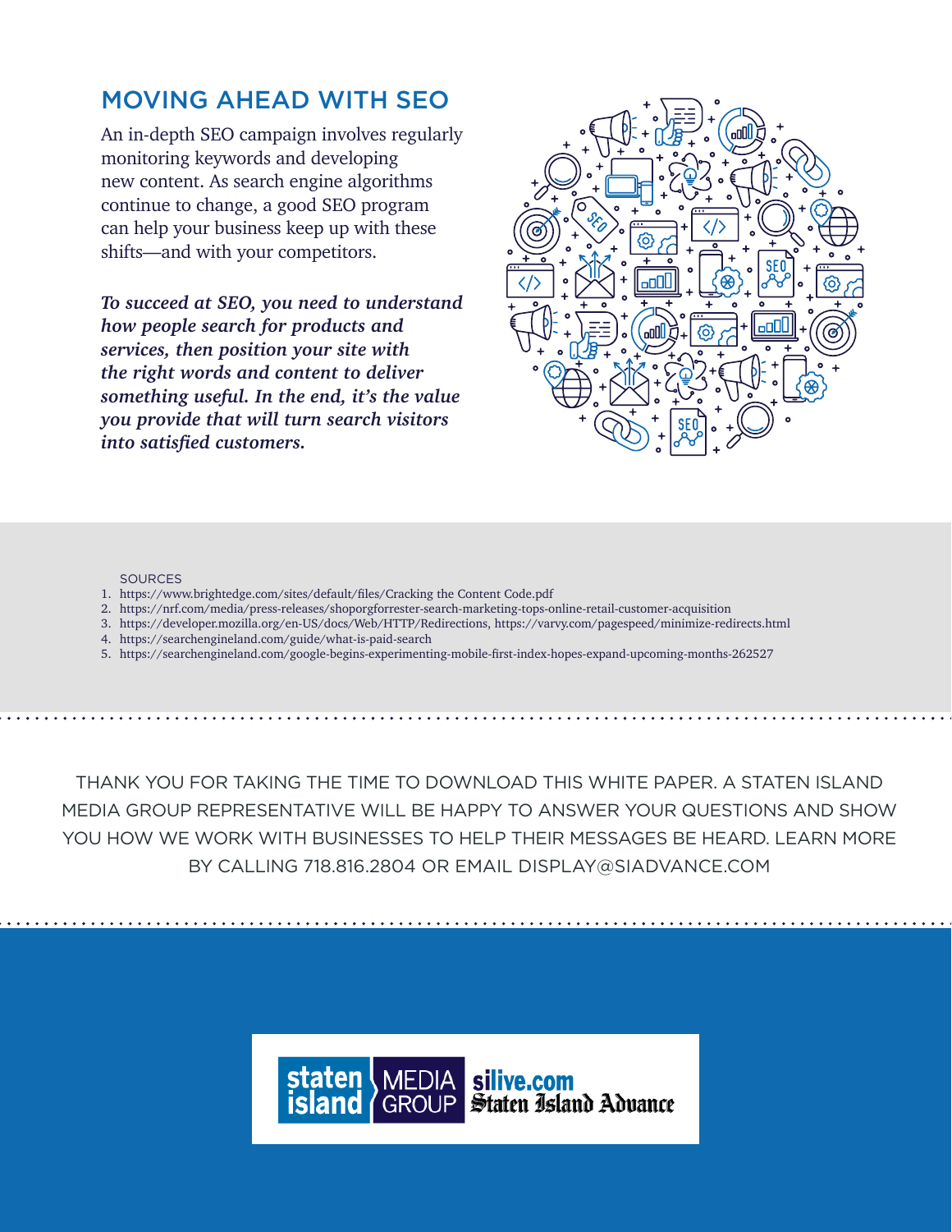## MOVING AHEAD WITH SEO

An in-depth SEO campaign involves regularly monitoring keywords and developing new content. As search engine algorithms continue to change, a good SEO program can help your business keep up with these shifts—and with your competitors.

***To succeed at SEO, you need to understand how people search for products and services, then position your site with the right words and content to deliver something useful. In the end, it's the value you provide that will turn search visitors into satisfied customers.***

SOURCES

1. https://www.brightedge.com/sites/default/files/Cracking the Content Code.pdf
2. https://nrf.com/media/press-releases/shoporgforrester-search-marketing-tops-online-retail-customer-acquisition
3. https://developer.mozilla.org/en-US/docs/Web/HTTP/Redirections, https://varvy.com/pagespeed/minimize-redirects.html
4. https://searchengineland.com/guide/what-is-paid-search
5. https://searchengineland.com/google-begins-experimenting-mobile-first-index-hopes-expand-upcoming-months-262527

THANK YOU FOR TAKING THE TIME TO DOWNLOAD THIS WHITE PAPER. A STATEN ISLAND MEDIA GROUP REPRESENTATIVE WILL BE HAPPY TO ANSWER YOUR QUESTIONS AND SHOW YOU HOW WE WORK WITH BUSINESSES TO HELP THEIR MESSAGES BE HEARD. LEARN MORE BY CALLING 718.816.2804 OR EMAIL DISPLAY@SIADVANCE.COM

staten island MEDIA GROUP silive.com Staten Island Advance